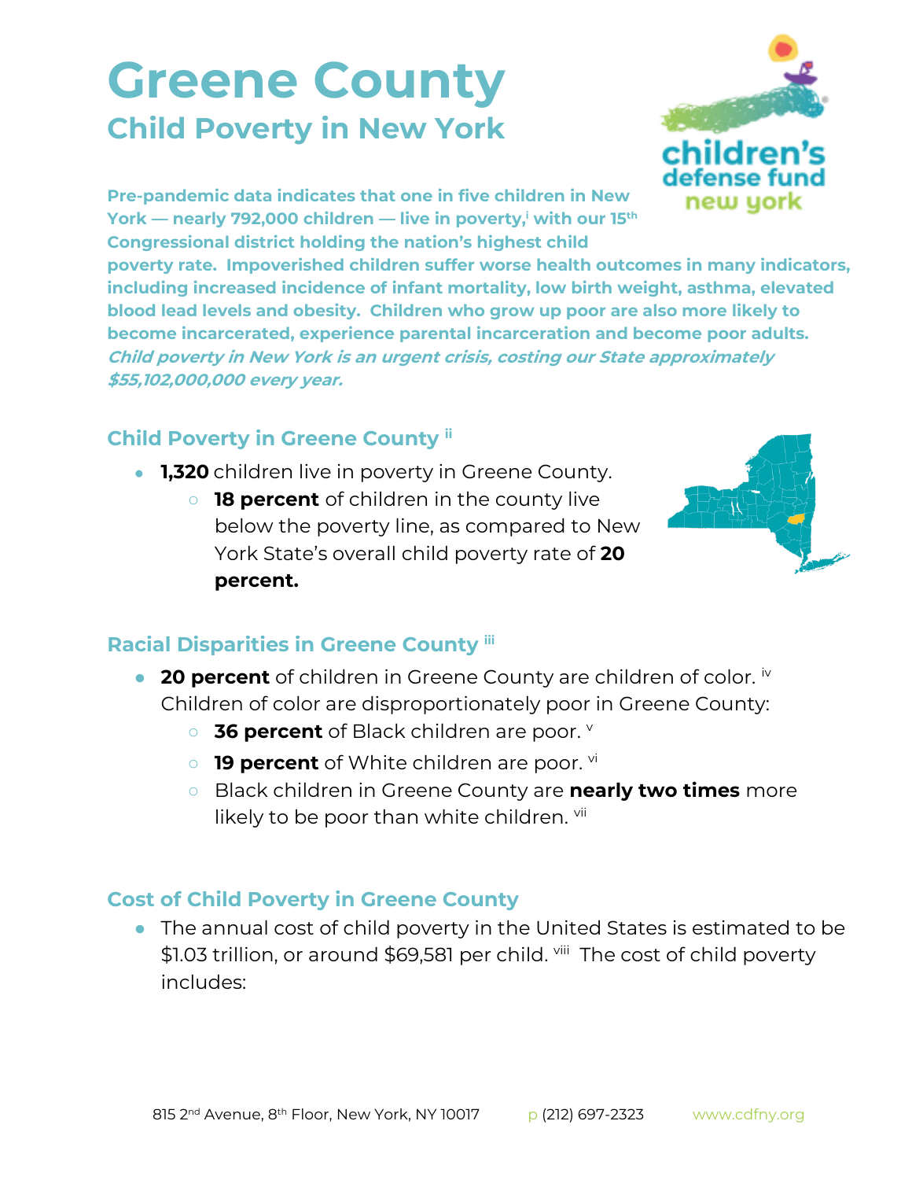# Greene County

## Child Poverty in New York

**Pre-pandemic data indicates that one in five children in New York — nearly 792,000 children — live in poverty,[i] with our 15th Congressional district holding the nation's highest child poverty rate. Impoverished children suffer worse health outcomes in many indicators, including increased incidence of infant mortality, low birth weight, asthma, elevated blood lead levels and obesity. Children who grow up poor are also more likely to become incarcerated, experience parental incarceration and become poor adults.** ***Child poverty in New York is an urgent crisis, costing our State approximately $55,102,000,000 every year.***

### Child Poverty in Greene County [ii]

- **1,320** children live in poverty in Greene County.
  - **18 percent** of children in the county live below the poverty line, as compared to New York State's overall child poverty rate of **20 percent.**

### Racial Disparities in Greene County [iii]

- **20 percent** of children in Greene County are children of color. [iv] Children of color are disproportionately poor in Greene County:
  - **36 percent** of Black children are poor. [v]
  - **19 percent** of White children are poor. [vi]
  - Black children in Greene County are **nearly two times** more likely to be poor than white children. [vii]

### Cost of Child Poverty in Greene County

- The annual cost of child poverty in the United States is estimated to be $1.03 trillion, or around $69,581 per child. [viii] The cost of child poverty includes: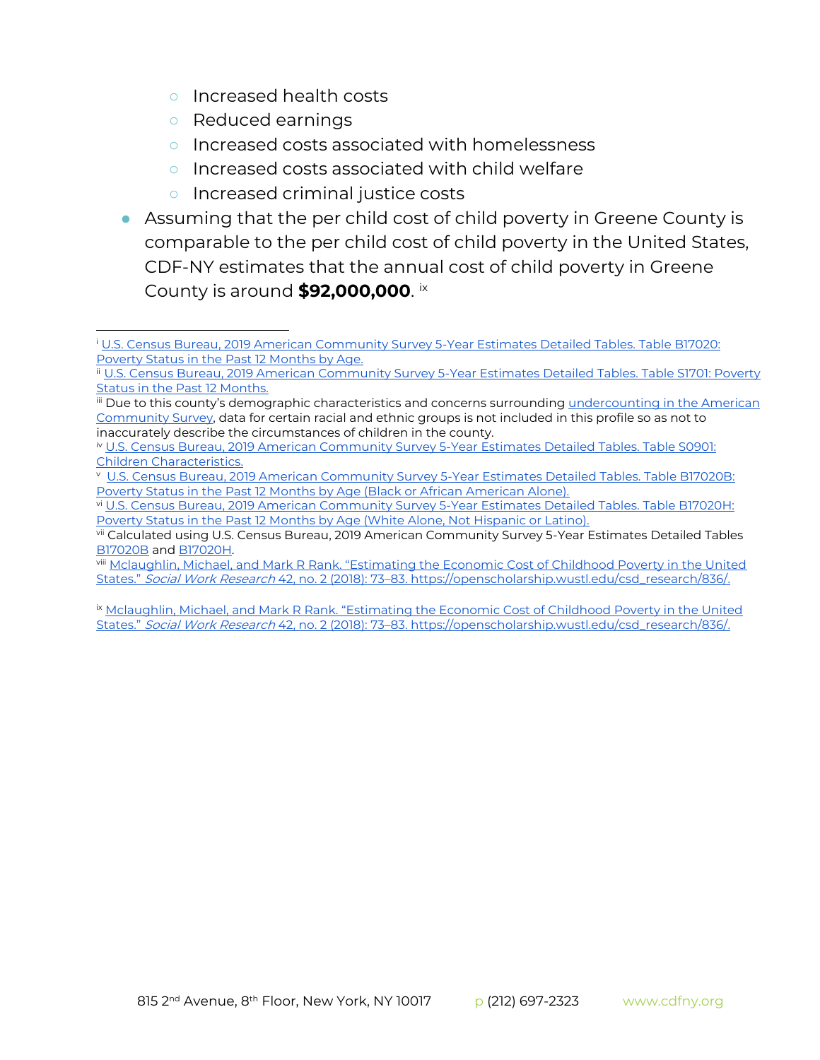- Increased health costs
- Reduced earnings
- Increased costs associated with homelessness
- Increased costs associated with child welfare
- Increased criminal justice costs

- Assuming that the per child cost of child poverty in Greene County is comparable to the per child cost of child poverty in the United States, CDF-NY estimates that the annual cost of child poverty in Greene County is around **$92,000,000**. [ix]

---

[i] U.S. Census Bureau, 2019 American Community Survey 5-Year Estimates Detailed Tables. Table B17020: Poverty Status in the Past 12 Months by Age.

[ii] U.S. Census Bureau, 2019 American Community Survey 5-Year Estimates Detailed Tables. Table S1701: Poverty Status in the Past 12 Months.

[iii] Due to this county's demographic characteristics and concerns surrounding undercounting in the American Community Survey, data for certain racial and ethnic groups is not included in this profile so as not to inaccurately describe the circumstances of children in the county.

[iv] U.S. Census Bureau, 2019 American Community Survey 5-Year Estimates Detailed Tables. Table S0901: Children Characteristics.

[v] U.S. Census Bureau, 2019 American Community Survey 5-Year Estimates Detailed Tables. Table B17020B: Poverty Status in the Past 12 Months by Age (Black or African American Alone).

[vi] U.S. Census Bureau, 2019 American Community Survey 5-Year Estimates Detailed Tables. Table B17020H: Poverty Status in the Past 12 Months by Age (White Alone, Not Hispanic or Latino).

[vii] Calculated using U.S. Census Bureau, 2019 American Community Survey 5-Year Estimates Detailed Tables B17020B and B17020H.

[viii] Mclaughlin, Michael, and Mark R Rank. "Estimating the Economic Cost of Childhood Poverty in the United States." *Social Work Research* 42, no. 2 (2018): 73–83. https://openscholarship.wustl.edu/csd_research/836/.

[ix] Mclaughlin, Michael, and Mark R Rank. "Estimating the Economic Cost of Childhood Poverty in the United States." *Social Work Research* 42, no. 2 (2018): 73–83. https://openscholarship.wustl.edu/csd_research/836/.

815 2nd Avenue, 8th Floor, New York, NY 10017 p (212) 697-2323 www.cdfny.org